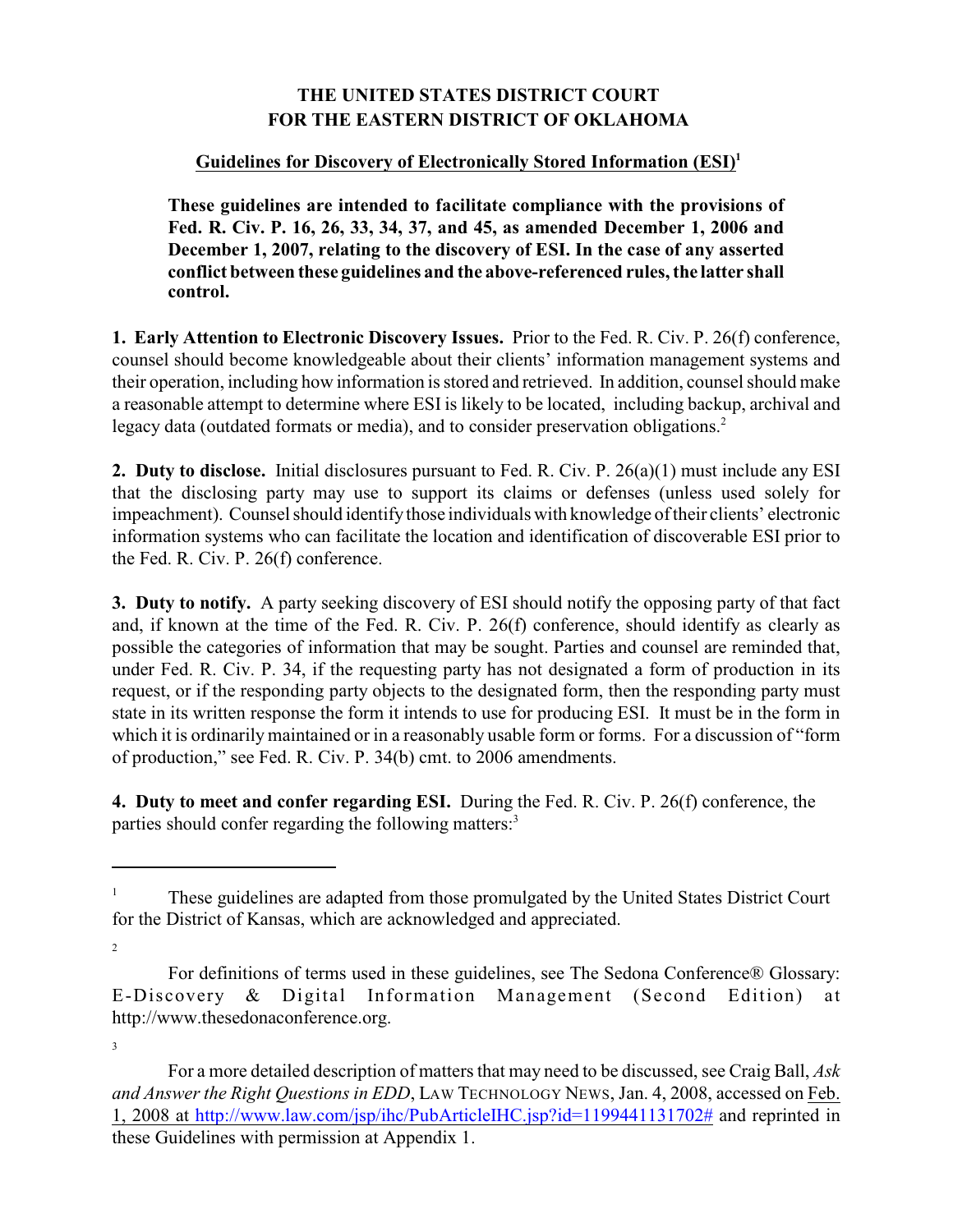# THE UNITED STATES DISTRICT COURT
# FOR THE EASTERN DISTRICT OF OKLAHOMA

## Guidelines for Discovery of Electronically Stored Information (ESI)[1]

**These guidelines are intended to facilitate compliance with the provisions of Fed. R. Civ. P. 16, 26, 33, 34, 37, and 45, as amended December 1, 2006 and December 1, 2007, relating to the discovery of ESI. In the case of any asserted conflict between these guidelines and the above-referenced rules, the latter shall control.**

**1. Early Attention to Electronic Discovery Issues.** Prior to the Fed. R. Civ. P. 26(f) conference, counsel should become knowledgeable about their clients' information management systems and their operation, including how information is stored and retrieved. In addition, counsel should make a reasonable attempt to determine where ESI is likely to be located, including backup, archival and legacy data (outdated formats or media), and to consider preservation obligations.[2]

**2. Duty to disclose.** Initial disclosures pursuant to Fed. R. Civ. P. 26(a)(1) must include any ESI that the disclosing party may use to support its claims or defenses (unless used solely for impeachment). Counsel should identify those individuals with knowledge of their clients' electronic information systems who can facilitate the location and identification of discoverable ESI prior to the Fed. R. Civ. P. 26(f) conference.

**3. Duty to notify.** A party seeking discovery of ESI should notify the opposing party of that fact and, if known at the time of the Fed. R. Civ. P. 26(f) conference, should identify as clearly as possible the categories of information that may be sought. Parties and counsel are reminded that, under Fed. R. Civ. P. 34, if the requesting party has not designated a form of production in its request, or if the responding party objects to the designated form, then the responding party must state in its written response the form it intends to use for producing ESI. It must be in the form in which it is ordinarily maintained or in a reasonably usable form or forms. For a discussion of "form of production," see Fed. R. Civ. P. 34(b) cmt. to 2006 amendments.

**4. Duty to meet and confer regarding ESI.** During the Fed. R. Civ. P. 26(f) conference, the parties should confer regarding the following matters:[3]

---

[1] These guidelines are adapted from those promulgated by the United States District Court for the District of Kansas, which are acknowledged and appreciated.

[2] For definitions of terms used in these guidelines, see The Sedona Conference® Glossary: E-Discovery & Digital Information Management (Second Edition) at http://www.thesedonaconference.org.

[3] For a more detailed description of matters that may need to be discussed, see Craig Ball, *Ask and Answer the Right Questions in EDD*, LAW TECHNOLOGY NEWS, Jan. 4, 2008, accessed on Feb. 1, 2008 at http://www.law.com/jsp/ihc/PubArticleIHC.jsp?id=1199441131702# and reprinted in these Guidelines with permission at Appendix 1.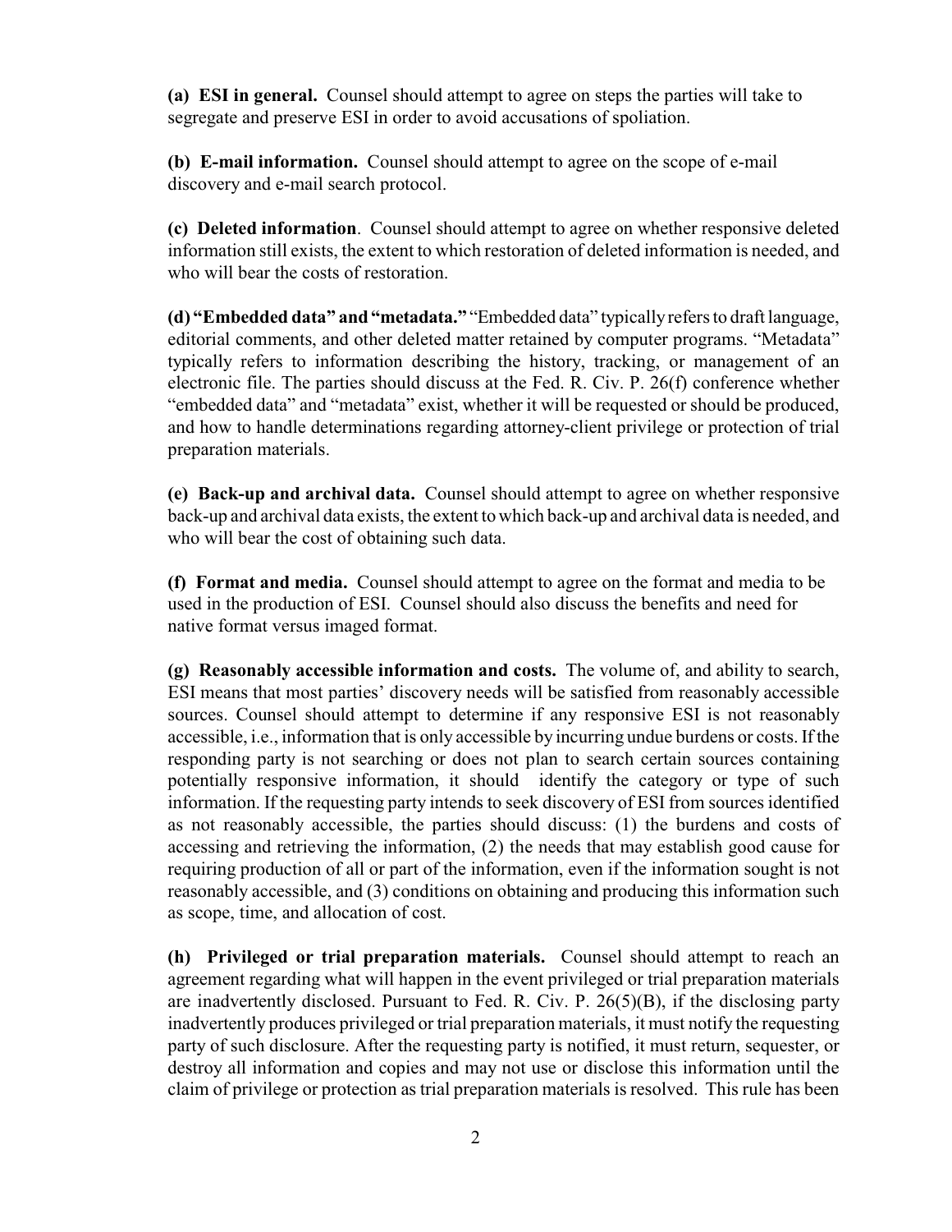**(a) ESI in general.** Counsel should attempt to agree on steps the parties will take to segregate and preserve ESI in order to avoid accusations of spoliation.

**(b) E-mail information.** Counsel should attempt to agree on the scope of e-mail discovery and e-mail search protocol.

**(c) Deleted information**. Counsel should attempt to agree on whether responsive deleted information still exists, the extent to which restoration of deleted information is needed, and who will bear the costs of restoration.

**(d) "Embedded data" and "metadata."** "Embedded data" typically refers to draft language, editorial comments, and other deleted matter retained by computer programs. "Metadata" typically refers to information describing the history, tracking, or management of an electronic file. The parties should discuss at the Fed. R. Civ. P. 26(f) conference whether "embedded data" and "metadata" exist, whether it will be requested or should be produced, and how to handle determinations regarding attorney-client privilege or protection of trial preparation materials.

**(e) Back-up and archival data.** Counsel should attempt to agree on whether responsive back-up and archival data exists, the extent to which back-up and archival data is needed, and who will bear the cost of obtaining such data.

**(f) Format and media.** Counsel should attempt to agree on the format and media to be used in the production of ESI. Counsel should also discuss the benefits and need for native format versus imaged format.

**(g) Reasonably accessible information and costs.** The volume of, and ability to search, ESI means that most parties' discovery needs will be satisfied from reasonably accessible sources. Counsel should attempt to determine if any responsive ESI is not reasonably accessible, i.e., information that is only accessible by incurring undue burdens or costs. If the responding party is not searching or does not plan to search certain sources containing potentially responsive information, it should identify the category or type of such information. If the requesting party intends to seek discovery of ESI from sources identified as not reasonably accessible, the parties should discuss: (1) the burdens and costs of accessing and retrieving the information, (2) the needs that may establish good cause for requiring production of all or part of the information, even if the information sought is not reasonably accessible, and (3) conditions on obtaining and producing this information such as scope, time, and allocation of cost.

**(h) Privileged or trial preparation materials.** Counsel should attempt to reach an agreement regarding what will happen in the event privileged or trial preparation materials are inadvertently disclosed. Pursuant to Fed. R. Civ. P. 26(5)(B), if the disclosing party inadvertently produces privileged or trial preparation materials, it must notify the requesting party of such disclosure. After the requesting party is notified, it must return, sequester, or destroy all information and copies and may not use or disclose this information until the claim of privilege or protection as trial preparation materials is resolved. This rule has been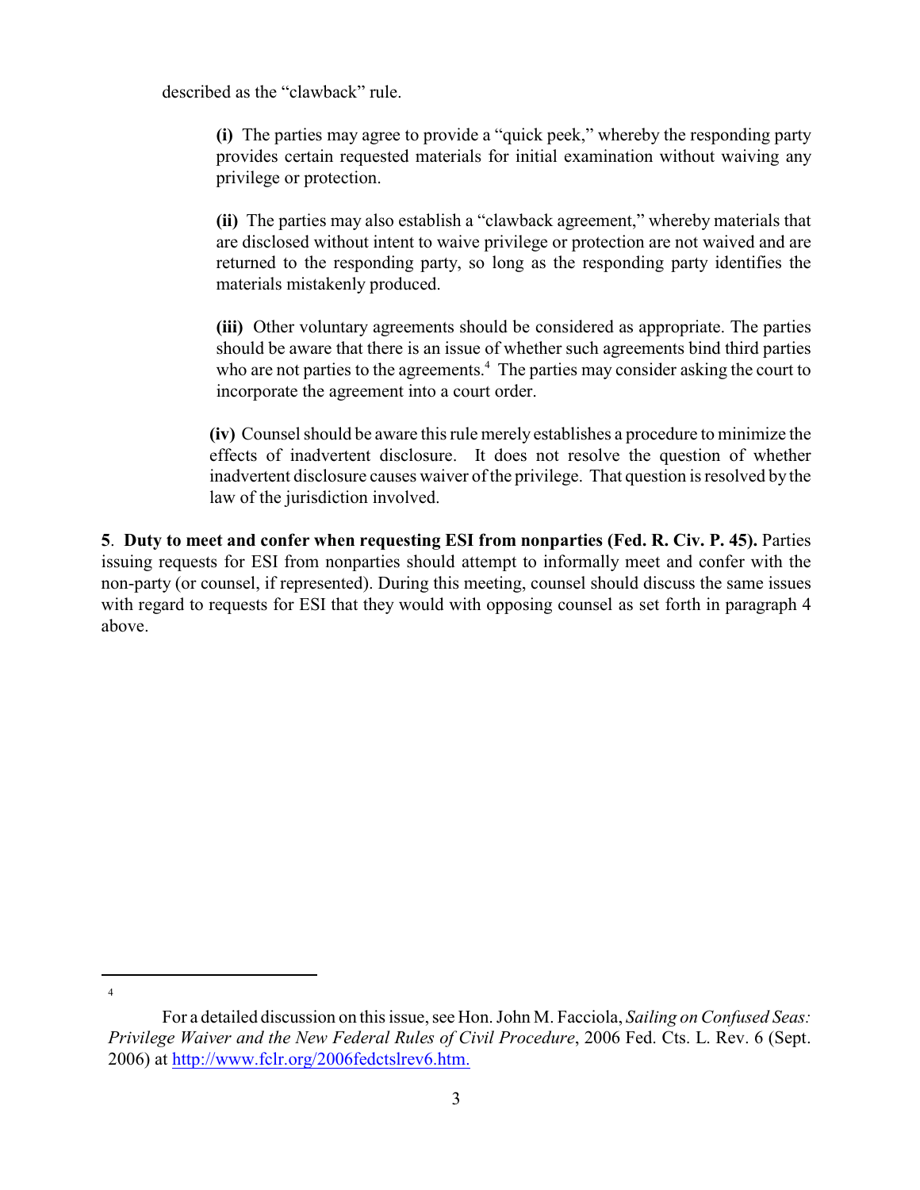described as the "clawback" rule.

> **(i)** The parties may agree to provide a "quick peek," whereby the responding party provides certain requested materials for initial examination without waiving any privilege or protection.
>
> **(ii)** The parties may also establish a "clawback agreement," whereby materials that are disclosed without intent to waive privilege or protection are not waived and are returned to the responding party, so long as the responding party identifies the materials mistakenly produced.
>
> **(iii)** Other voluntary agreements should be considered as appropriate. The parties should be aware that there is an issue of whether such agreements bind third parties who are not parties to the agreements.[4] The parties may consider asking the court to incorporate the agreement into a court order.
>
> **(iv)** Counsel should be aware this rule merely establishes a procedure to minimize the effects of inadvertent disclosure. It does not resolve the question of whether inadvertent disclosure causes waiver of the privilege. That question is resolved by the law of the jurisdiction involved.

**5**. **Duty to meet and confer when requesting ESI from nonparties (Fed. R. Civ. P. 45).** Parties issuing requests for ESI from nonparties should attempt to informally meet and confer with the non-party (or counsel, if represented). During this meeting, counsel should discuss the same issues with regard to requests for ESI that they would with opposing counsel as set forth in paragraph 4 above.

---

[4] For a detailed discussion on this issue, see Hon. John M. Facciola, *Sailing on Confused Seas: Privilege Waiver and the New Federal Rules of Civil Procedure*, 2006 Fed. Cts. L. Rev. 6 (Sept. 2006) at http://www.fclr.org/2006fedctslrev6.htm.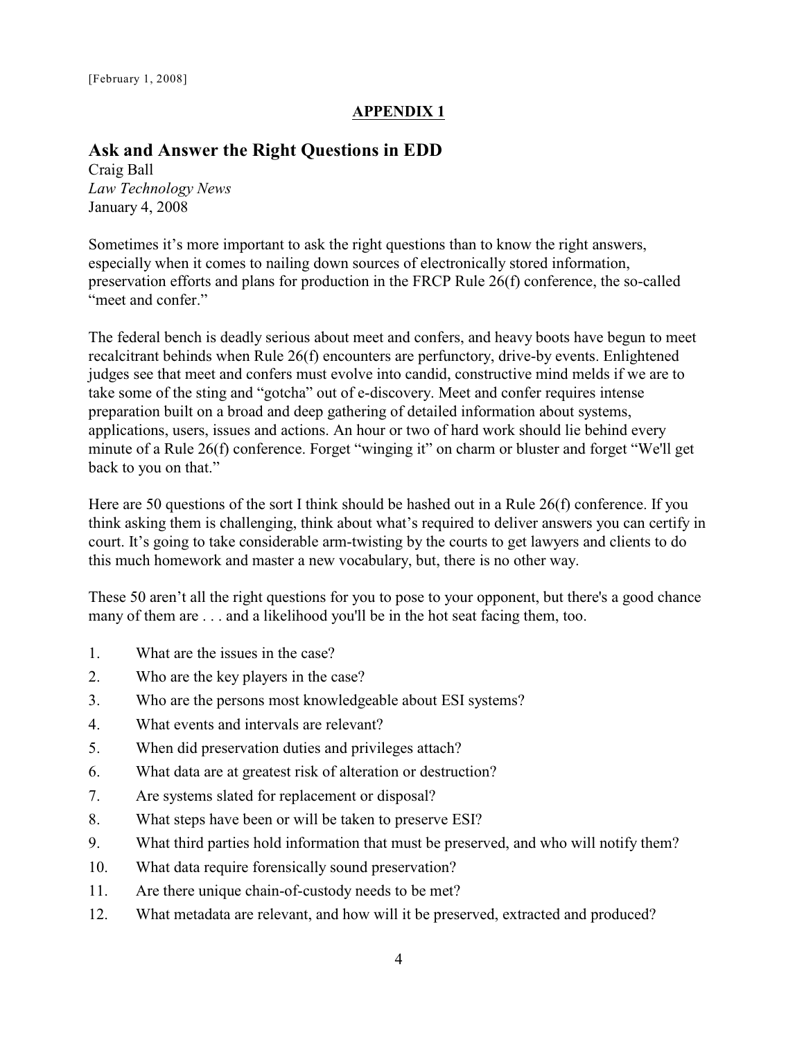[February 1, 2008]

**APPENDIX 1**

## Ask and Answer the Right Questions in EDD

Craig Ball
*Law Technology News*
January 4, 2008

Sometimes it's more important to ask the right questions than to know the right answers, especially when it comes to nailing down sources of electronically stored information, preservation efforts and plans for production in the FRCP Rule 26(f) conference, the so-called "meet and confer."

The federal bench is deadly serious about meet and confers, and heavy boots have begun to meet recalcitrant behinds when Rule 26(f) encounters are perfunctory, drive-by events. Enlightened judges see that meet and confers must evolve into candid, constructive mind melds if we are to take some of the sting and "gotcha" out of e-discovery. Meet and confer requires intense preparation built on a broad and deep gathering of detailed information about systems, applications, users, issues and actions. An hour or two of hard work should lie behind every minute of a Rule 26(f) conference. Forget "winging it" on charm or bluster and forget "We'll get back to you on that."

Here are 50 questions of the sort I think should be hashed out in a Rule 26(f) conference. If you think asking them is challenging, think about what's required to deliver answers you can certify in court. It's going to take considerable arm-twisting by the courts to get lawyers and clients to do this much homework and master a new vocabulary, but, there is no other way.

These 50 aren't all the right questions for you to pose to your opponent, but there's a good chance many of them are . . . and a likelihood you'll be in the hot seat facing them, too.

1. What are the issues in the case?
2. Who are the key players in the case?
3. Who are the persons most knowledgeable about ESI systems?
4. What events and intervals are relevant?
5. When did preservation duties and privileges attach?
6. What data are at greatest risk of alteration or destruction?
7. Are systems slated for replacement or disposal?
8. What steps have been or will be taken to preserve ESI?
9. What third parties hold information that must be preserved, and who will notify them?
10. What data require forensically sound preservation?
11. Are there unique chain-of-custody needs to be met?
12. What metadata are relevant, and how will it be preserved, extracted and produced?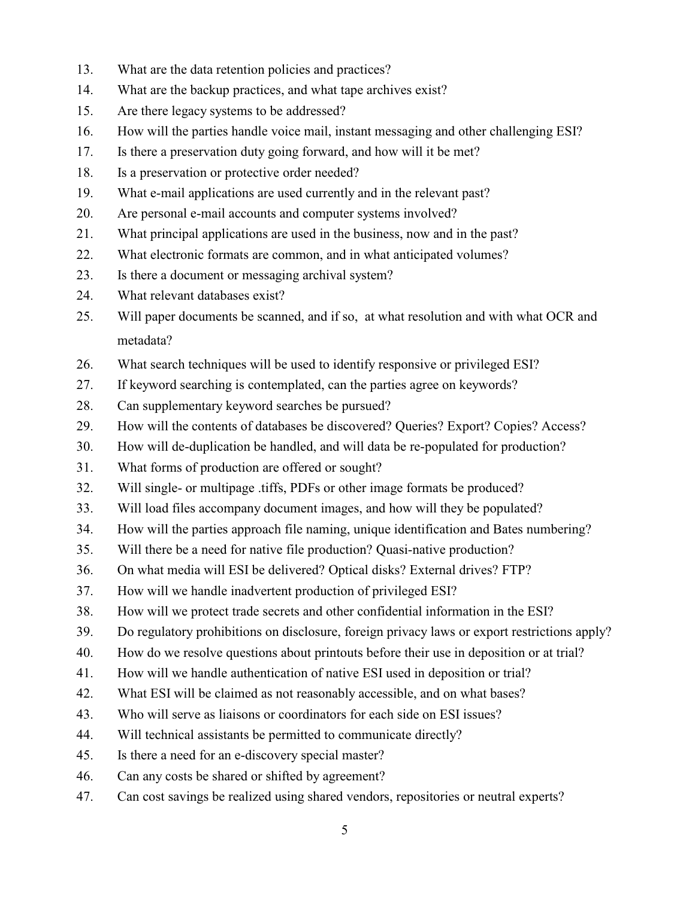13. What are the data retention policies and practices?
14. What are the backup practices, and what tape archives exist?
15. Are there legacy systems to be addressed?
16. How will the parties handle voice mail, instant messaging and other challenging ESI?
17. Is there a preservation duty going forward, and how will it be met?
18. Is a preservation or protective order needed?
19. What e-mail applications are used currently and in the relevant past?
20. Are personal e-mail accounts and computer systems involved?
21. What principal applications are used in the business, now and in the past?
22. What electronic formats are common, and in what anticipated volumes?
23. Is there a document or messaging archival system?
24. What relevant databases exist?
25. Will paper documents be scanned, and if so, at what resolution and with what OCR and metadata?
26. What search techniques will be used to identify responsive or privileged ESI?
27. If keyword searching is contemplated, can the parties agree on keywords?
28. Can supplementary keyword searches be pursued?
29. How will the contents of databases be discovered? Queries? Export? Copies? Access?
30. How will de-duplication be handled, and will data be re-populated for production?
31. What forms of production are offered or sought?
32. Will single- or multipage .tiffs, PDFs or other image formats be produced?
33. Will load files accompany document images, and how will they be populated?
34. How will the parties approach file naming, unique identification and Bates numbering?
35. Will there be a need for native file production? Quasi-native production?
36. On what media will ESI be delivered? Optical disks? External drives? FTP?
37. How will we handle inadvertent production of privileged ESI?
38. How will we protect trade secrets and other confidential information in the ESI?
39. Do regulatory prohibitions on disclosure, foreign privacy laws or export restrictions apply?
40. How do we resolve questions about printouts before their use in deposition or at trial?
41. How will we handle authentication of native ESI used in deposition or trial?
42. What ESI will be claimed as not reasonably accessible, and on what bases?
43. Who will serve as liaisons or coordinators for each side on ESI issues?
44. Will technical assistants be permitted to communicate directly?
45. Is there a need for an e-discovery special master?
46. Can any costs be shared or shifted by agreement?
47. Can cost savings be realized using shared vendors, repositories or neutral experts?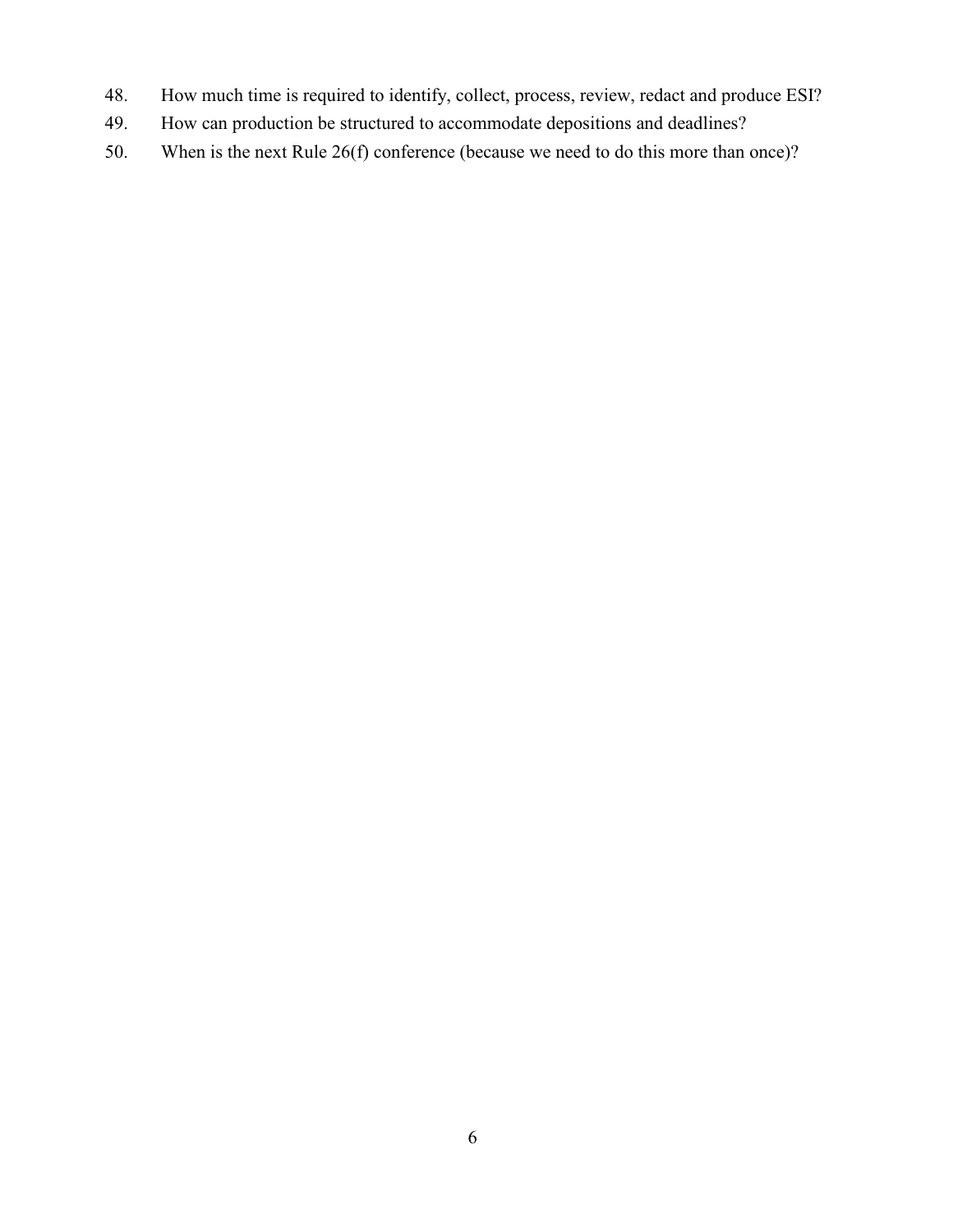48. How much time is required to identify, collect, process, review, redact and produce ESI?
49. How can production be structured to accommodate depositions and deadlines?
50. When is the next Rule 26(f) conference (because we need to do this more than once)?